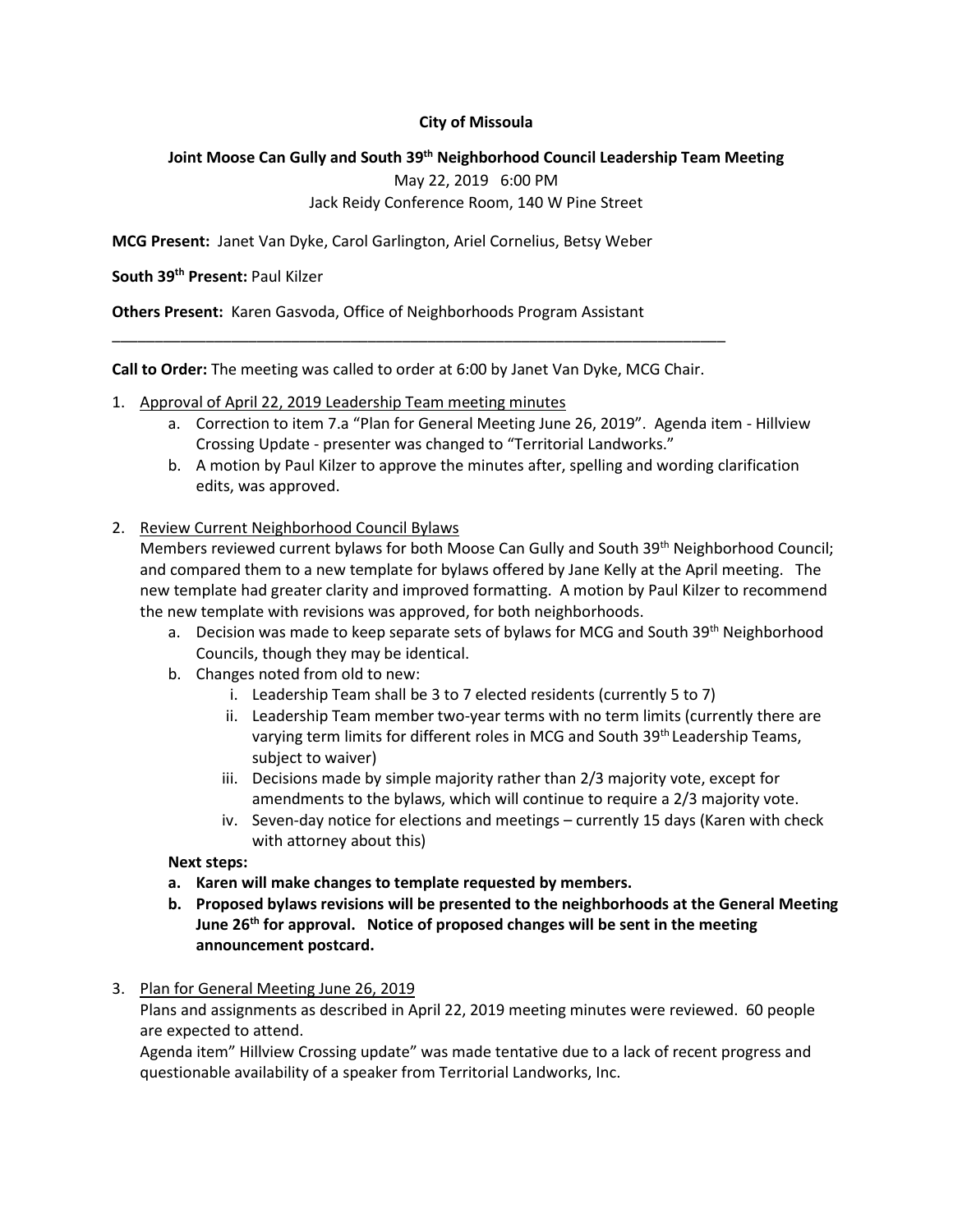**City of Missoula**

**Joint Moose Can Gully and South 39th Neighborhood Council Leadership Team Meeting**

May 22, 2019 6:00 PM

Jack Reidy Conference Room, 140 W Pine Street

**MCG Present:** Janet Van Dyke, Carol Garlington, Ariel Cornelius, Betsy Weber

**South 39th Present:** Paul Kilzer

**Others Present:** Karen Gasvoda, Office of Neighborhoods Program Assistant

---

**Call to Order:** The meeting was called to order at 6:00 by Janet Van Dyke, MCG Chair.

1. Approval of April 22, 2019 Leadership Team meeting minutes
   a. Correction to item 7.a "Plan for General Meeting June 26, 2019". Agenda item - Hillview Crossing Update - presenter was changed to "Territorial Landworks."
   b. A motion by Paul Kilzer to approve the minutes after, spelling and wording clarification edits, was approved.

2. Review Current Neighborhood Council Bylaws

   Members reviewed current bylaws for both Moose Can Gully and South 39th Neighborhood Council; and compared them to a new template for bylaws offered by Jane Kelly at the April meeting. The new template had greater clarity and improved formatting. A motion by Paul Kilzer to recommend the new template with revisions was approved, for both neighborhoods.
   a. Decision was made to keep separate sets of bylaws for MCG and South 39th Neighborhood Councils, though they may be identical.
   b. Changes noted from old to new:
      i. Leadership Team shall be 3 to 7 elected residents (currently 5 to 7)
      ii. Leadership Team member two-year terms with no term limits (currently there are varying term limits for different roles in MCG and South 39th Leadership Teams, subject to waiver)
      iii. Decisions made by simple majority rather than 2/3 majority vote, except for amendments to the bylaws, which will continue to require a 2/3 majority vote.
      iv. Seven-day notice for elections and meetings – currently 15 days (Karen with check with attorney about this)

   **Next steps:**

   **a. Karen will make changes to template requested by members.**

   **b. Proposed bylaws revisions will be presented to the neighborhoods at the General Meeting June 26th for approval. Notice of proposed changes will be sent in the meeting announcement postcard.**

3. Plan for General Meeting June 26, 2019

   Plans and assignments as described in April 22, 2019 meeting minutes were reviewed. 60 people are expected to attend.

   Agenda item" Hillview Crossing update" was made tentative due to a lack of recent progress and questionable availability of a speaker from Territorial Landworks, Inc.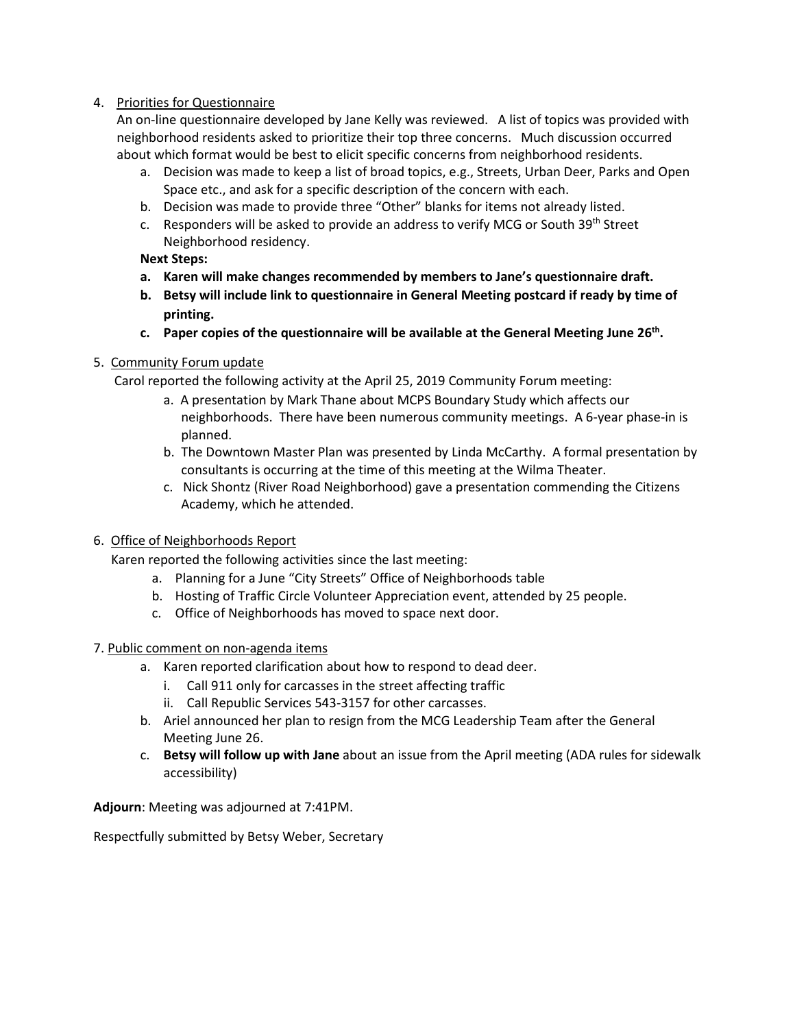4. <u>Priorities for Questionnaire</u>

   An on-line questionnaire developed by Jane Kelly was reviewed. A list of topics was provided with neighborhood residents asked to prioritize their top three concerns. Much discussion occurred about which format would be best to elicit specific concerns from neighborhood residents.

   a. Decision was made to keep a list of broad topics, e.g., Streets, Urban Deer, Parks and Open Space etc., and ask for a specific description of the concern with each.
   b. Decision was made to provide three "Other" blanks for items not already listed.
   c. Responders will be asked to provide an address to verify MCG or South 39th Street Neighborhood residency.

   **Next Steps:**

   **a. Karen will make changes recommended by members to Jane's questionnaire draft.**
   **b. Betsy will include link to questionnaire in General Meeting postcard if ready by time of printing.**
   **c. Paper copies of the questionnaire will be available at the General Meeting June 26th.**

5. <u>Community Forum update</u>

   Carol reported the following activity at the April 25, 2019 Community Forum meeting:

   a. A presentation by Mark Thane about MCPS Boundary Study which affects our neighborhoods. There have been numerous community meetings. A 6-year phase-in is planned.
   b. The Downtown Master Plan was presented by Linda McCarthy. A formal presentation by consultants is occurring at the time of this meeting at the Wilma Theater.
   c. Nick Shontz (River Road Neighborhood) gave a presentation commending the Citizens Academy, which he attended.

6. <u>Office of Neighborhoods Report</u>

   Karen reported the following activities since the last meeting:

   a. Planning for a June "City Streets" Office of Neighborhoods table
   b. Hosting of Traffic Circle Volunteer Appreciation event, attended by 25 people.
   c. Office of Neighborhoods has moved to space next door.

7. <u>Public comment on non-agenda items</u>

   a. Karen reported clarification about how to respond to dead deer.
      i. Call 911 only for carcasses in the street affecting traffic
      ii. Call Republic Services 543-3157 for other carcasses.
   b. Ariel announced her plan to resign from the MCG Leadership Team after the General Meeting June 26.
   c. **Betsy will follow up with Jane** about an issue from the April meeting (ADA rules for sidewalk accessibility)

**Adjourn**: Meeting was adjourned at 7:41PM.

Respectfully submitted by Betsy Weber, Secretary